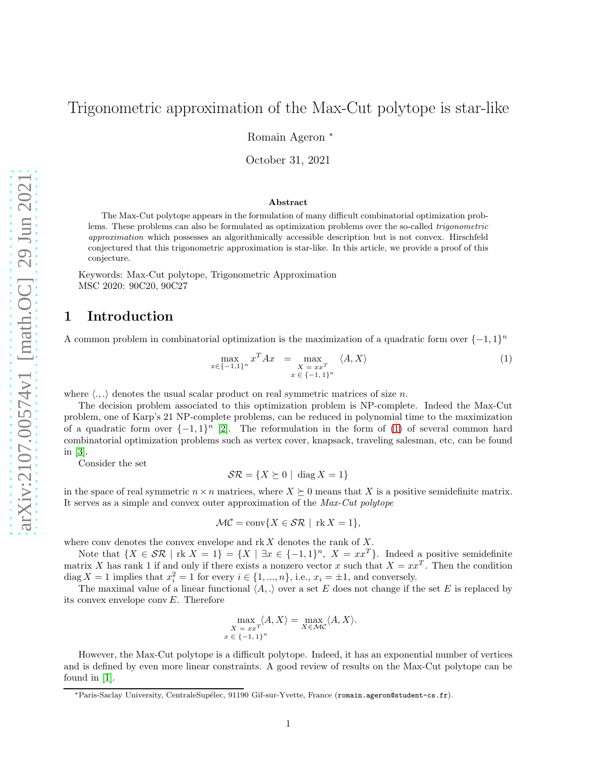# Trigonometric approximation of the Max-Cut polytope is star-like

Romain Ageron *

October 31, 2021

## Abstract

The Max-Cut polytope appears in the formulation of many difficult combinatorial optimization problems. These problems can also be formulated as optimization problems over the so-called *trigonometric approximation* which possesses an algorithmically accessible description but is not convex. Hirschfeld conjectured that this trigonometric approximation is star-like. In this article, we provide a proof of this conjecture.

Keywords: Max-Cut polytope, Trigonometric Approximation
MSC 2020: 90C20, 90C27

## 1 Introduction

A common problem in combinatorial optimization is the maximization of a quadratic form over $\{-1,1\}^n$

$$\max_{x \in \{-1,1\}^n} x^T A x \quad = \max_{\substack{X = xx^T \\ x \in \{-1,1\}^n}} \langle A, X \rangle \tag{1}$$

where $\langle .,. \rangle$ denotes the usual scalar product on real symmetric matrices of size $n$.

The decision problem associated to this optimization problem is NP-complete. Indeed the Max-Cut problem, one of Karp's 21 NP-complete problems, can be reduced in polynomial time to the maximization of a quadratic form over $\{-1,1\}^n$ [2]. The reformulation in the form of (1) of several common hard combinatorial optimization problems such as vertex cover, knapsack, traveling salesman, etc, can be found in [3].

Consider the set

$$\mathcal{SR} = \{X \succeq 0 \mid \operatorname{diag} X = 1\}$$

in the space of real symmetric $n \times n$ matrices, where $X \succeq 0$ means that $X$ is a positive semidefinite matrix. It serves as a simple and convex outer approximation of the *Max-Cut polytope*

$$\mathcal{MC} = \operatorname{conv}\{X \in \mathcal{SR} \mid \operatorname{rk} X = 1\},$$

where conv denotes the convex envelope and $\operatorname{rk} X$ denotes the rank of $X$.

Note that $\{X \in \mathcal{SR} \mid \operatorname{rk} X = 1\} = \{X \mid \exists x \in \{-1,1\}^n,\ X = xx^T\}$. Indeed a positive semidefinite matrix $X$ has rank 1 if and only if there exists a nonzero vector $x$ such that $X = xx^T$. Then the condition $\operatorname{diag} X = 1$ implies that $x_i^2 = 1$ for every $i \in \{1, ..., n\}$, i.e., $x_i = \pm 1$, and conversely.

The maximal value of a linear functional $\langle A, . \rangle$ over a set $E$ does not change if the set $E$ is replaced by its convex envelope $\operatorname{conv} E$. Therefore

$$\max_{\substack{X = xx^T \\ x \in \{-1,1\}^n}} \langle A, X \rangle = \max_{X \in \mathcal{MC}} \langle A, X \rangle.$$

However, the Max-Cut polytope is a difficult polytope. Indeed, it has an exponential number of vertices and is defined by even more linear constraints. A good review of results on the Max-Cut polytope can be found in [1].

*Paris-Saclay University, CentraleSupélec, 91190 Gif-sur-Yvette, France (romain.ageron@student-cs.fr).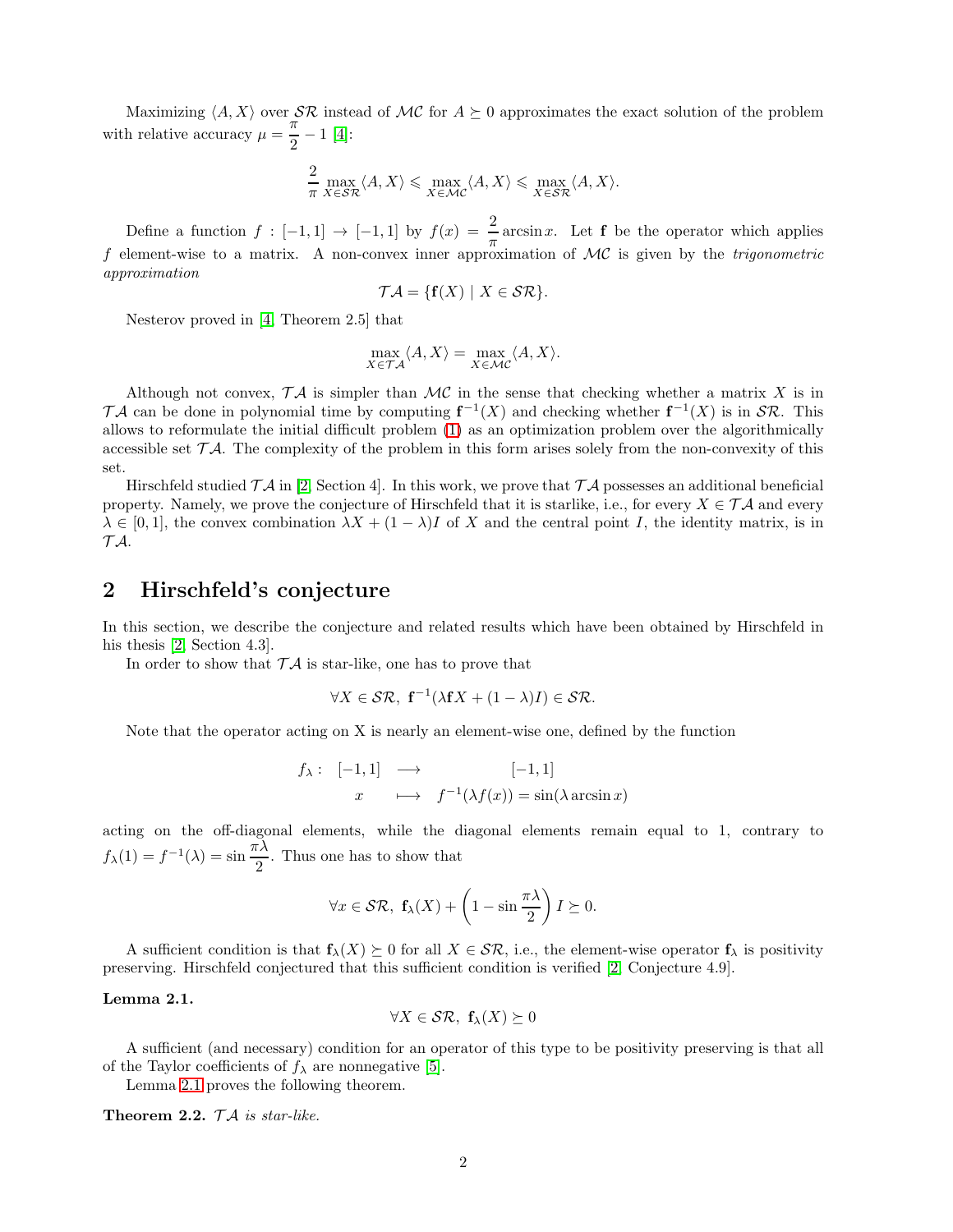Maximizing $\langle A, X\rangle$ over $\mathcal{SR}$ instead of $\mathcal{MC}$ for $A \succeq 0$ approximates the exact solution of the problem with relative accuracy $\mu = \frac{\pi}{2} - 1$ [4]:

$$\frac{2}{\pi} \max_{X \in \mathcal{SR}} \langle A, X\rangle \leqslant \max_{X \in \mathcal{MC}} \langle A, X\rangle \leqslant \max_{X \in \mathcal{SR}} \langle A, X\rangle.$$

Define a function $f : [-1, 1] \to [-1, 1]$ by $f(x) = \frac{2}{\pi} \arcsin x$. Let $\mathbf{f}$ be the operator which applies $f$ element-wise to a matrix. A non-convex inner approximation of $\mathcal{MC}$ is given by the *trigonometric approximation*

$$\mathcal{TA} = \{\mathbf{f}(X) \mid X \in \mathcal{SR}\}.$$

Nesterov proved in [4, Theorem 2.5] that

$$\max_{X \in \mathcal{TA}} \langle A, X\rangle = \max_{X \in \mathcal{MC}} \langle A, X\rangle.$$

Although not convex, $\mathcal{TA}$ is simpler than $\mathcal{MC}$ in the sense that checking whether a matrix $X$ is in $\mathcal{TA}$ can be done in polynomial time by computing $\mathbf{f}^{-1}(X)$ and checking whether $\mathbf{f}^{-1}(X)$ is in $\mathcal{SR}$. This allows to reformulate the initial difficult problem (1) as an optimization problem over the algorithmically accessible set $\mathcal{TA}$. The complexity of the problem in this form arises solely from the non-convexity of this set.

Hirschfeld studied $\mathcal{TA}$ in [2, Section 4]. In this work, we prove that $\mathcal{TA}$ possesses an additional beneficial property. Namely, we prove the conjecture of Hirschfeld that it is starlike, i.e., for every $X \in \mathcal{TA}$ and every $\lambda \in [0, 1]$, the convex combination $\lambda X + (1 - \lambda)I$ of $X$ and the central point $I$, the identity matrix, is in $\mathcal{TA}$.

## 2 Hirschfeld's conjecture

In this section, we describe the conjecture and related results which have been obtained by Hirschfeld in his thesis [2, Section 4.3].

In order to show that $\mathcal{TA}$ is star-like, one has to prove that

$$\forall X \in \mathcal{SR},\ \mathbf{f}^{-1}(\lambda \mathbf{f} X + (1 - \lambda)I) \in \mathcal{SR}.$$

Note that the operator acting on X is nearly an element-wise one, defined by the function

$$\begin{array}{rccc} f_\lambda : & [-1, 1] & \longrightarrow & [-1, 1] \\ & x & \longmapsto & f^{-1}(\lambda f(x)) = \sin(\lambda \arcsin x) \end{array}$$

acting on the off-diagonal elements, while the diagonal elements remain equal to 1, contrary to $f_\lambda(1) = f^{-1}(\lambda) = \sin \frac{\pi\lambda}{2}$. Thus one has to show that

$$\forall x \in \mathcal{SR},\ \mathbf{f}_\lambda(X) + \left(1 - \sin \frac{\pi\lambda}{2}\right) I \succeq 0.$$

A sufficient condition is that $\mathbf{f}_\lambda(X) \succeq 0$ for all $X \in \mathcal{SR}$, i.e., the element-wise operator $\mathbf{f}_\lambda$ is positivity preserving. Hirschfeld conjectured that this sufficient condition is verified [2, Conjecture 4.9].

**Lemma 2.1.**

$$\forall X \in \mathcal{SR},\ \mathbf{f}_\lambda(X) \succeq 0$$

A sufficient (and necessary) condition for an operator of this type to be positivity preserving is that all of the Taylor coefficients of $f_\lambda$ are nonnegative [5].

Lemma 2.1 proves the following theorem.

**Theorem 2.2.** *$\mathcal{TA}$ is star-like.*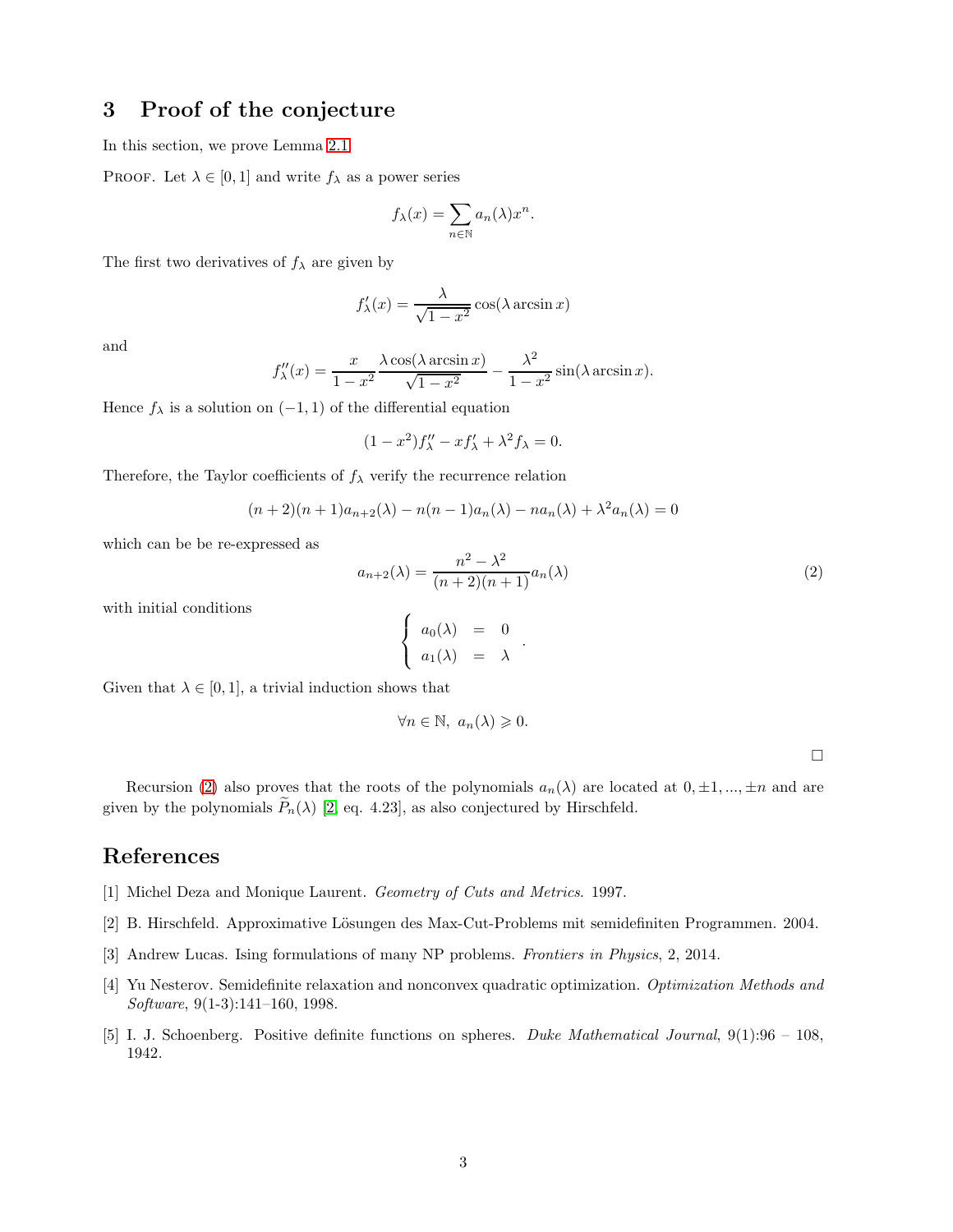## 3 Proof of the conjecture

In this section, we prove Lemma 2.1.

Proof. Let $\lambda \in [0,1]$ and write $f_\lambda$ as a power series

$$f_\lambda(x) = \sum_{n \in \mathbb{N}} a_n(\lambda) x^n.$$

The first two derivatives of $f_\lambda$ are given by

$$f'_\lambda(x) = \frac{\lambda}{\sqrt{1-x^2}} \cos(\lambda \arcsin x)$$

and

$$f''_\lambda(x) = \frac{x}{1-x^2} \frac{\lambda \cos(\lambda \arcsin x)}{\sqrt{1-x^2}} - \frac{\lambda^2}{1-x^2} \sin(\lambda \arcsin x).$$

Hence $f_\lambda$ is a solution on $(-1,1)$ of the differential equation

$$(1-x^2) f''_\lambda - x f'_\lambda + \lambda^2 f_\lambda = 0.$$

Therefore, the Taylor coefficients of $f_\lambda$ verify the recurrence relation

$$(n+2)(n+1)a_{n+2}(\lambda) - n(n-1)a_n(\lambda) - n a_n(\lambda) + \lambda^2 a_n(\lambda) = 0$$

which can be be re-expressed as

$$a_{n+2}(\lambda) = \frac{n^2 - \lambda^2}{(n+2)(n+1)} a_n(\lambda) \tag{2}$$

with initial conditions

$$\begin{cases} a_0(\lambda) &= 0 \\ a_1(\lambda) &= \lambda \end{cases}.$$

Given that $\lambda \in [0,1]$, a trivial induction shows that

$$\forall n \in \mathbb{N}, \ a_n(\lambda) \geqslant 0.$$

$\square$

Recursion (2) also proves that the roots of the polynomials $a_n(\lambda)$ are located at $0, \pm 1, ..., \pm n$ and are given by the polynomials $\widetilde{P}_n(\lambda)$ [2, eq. 4.23], as also conjectured by Hirschfeld.

## References

[1] Michel Deza and Monique Laurent. *Geometry of Cuts and Metrics*. 1997.

[2] B. Hirschfeld. Approximative Lösungen des Max-Cut-Problems mit semidefiniten Programmen. 2004.

[3] Andrew Lucas. Ising formulations of many NP problems. *Frontiers in Physics*, 2, 2014.

[4] Yu Nesterov. Semidefinite relaxation and nonconvex quadratic optimization. *Optimization Methods and Software*, 9(1-3):141–160, 1998.

[5] I. J. Schoenberg. Positive definite functions on spheres. *Duke Mathematical Journal*, 9(1):96 – 108, 1942.